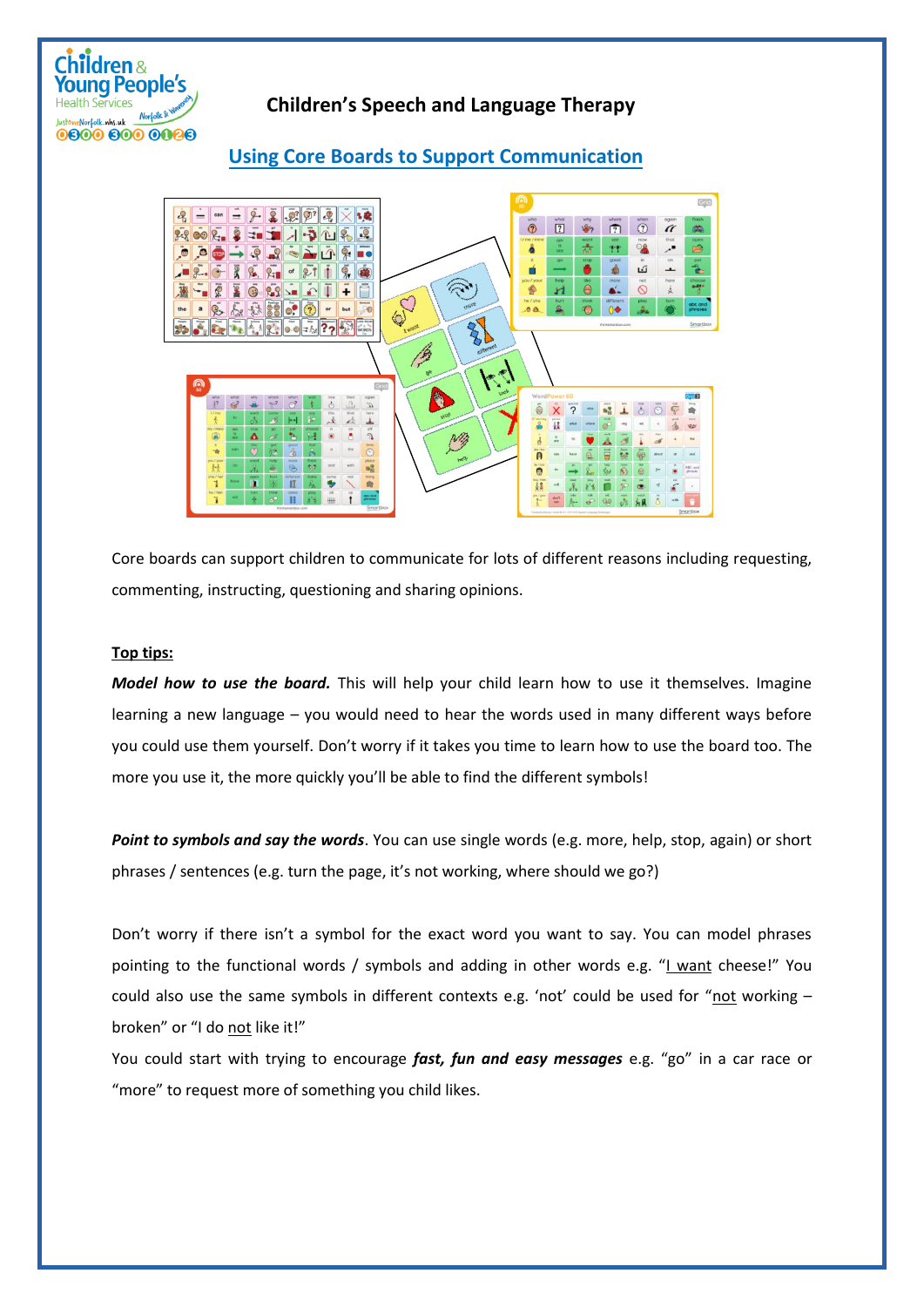# Children's Speech and Language Therapy

## Using Core Boards to Support Communication

Core boards can support children to communicate for lots of different reasons including requesting, commenting, instructing, questioning and sharing opinions.

**Top tips:**

***Model how to use the board.*** This will help your child learn how to use it themselves. Imagine learning a new language – you would need to hear the words used in many different ways before you could use them yourself. Don't worry if it takes you time to learn how to use the board too. The more you use it, the more quickly you'll be able to find the different symbols!

***Point to symbols and say the words***. You can use single words (e.g. more, help, stop, again) or short phrases / sentences (e.g. turn the page, it's not working, where should we go?)

Don't worry if there isn't a symbol for the exact word you want to say. You can model phrases pointing to the functional words / symbols and adding in other words e.g. "I want cheese!" You could also use the same symbols in different contexts e.g. 'not' could be used for "not working – broken" or "I do not like it!"

You could start with trying to encourage ***fast, fun and easy messages*** e.g. "go" in a car race or "more" to request more of something you child likes.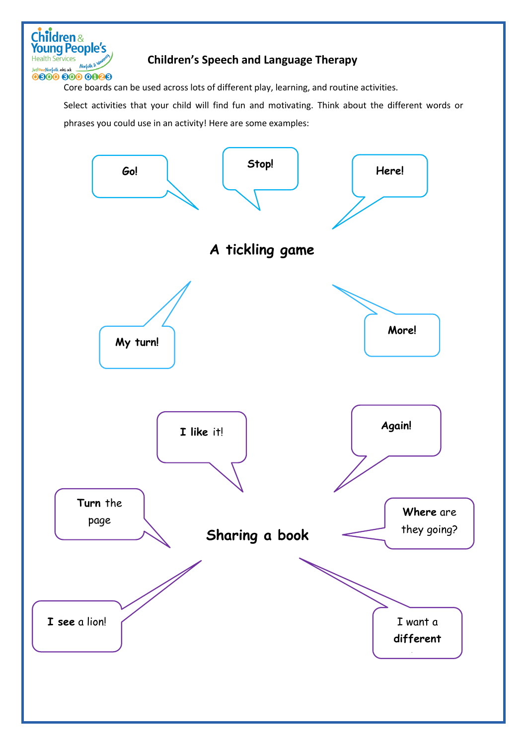**Children's Speech and Language Therapy**

Core boards can be used across lots of different play, learning, and routine activities.

Select activities that your child will find fun and motivating. Think about the different words or phrases you could use in an activity! Here are some examples:

## A tickling game

- Go!
- Stop!
- Here!
- My turn!
- More!

## Sharing a book

- I like it!
- Again!
- Turn the page
- Where are they going?
- I see a lion!
- I want a different